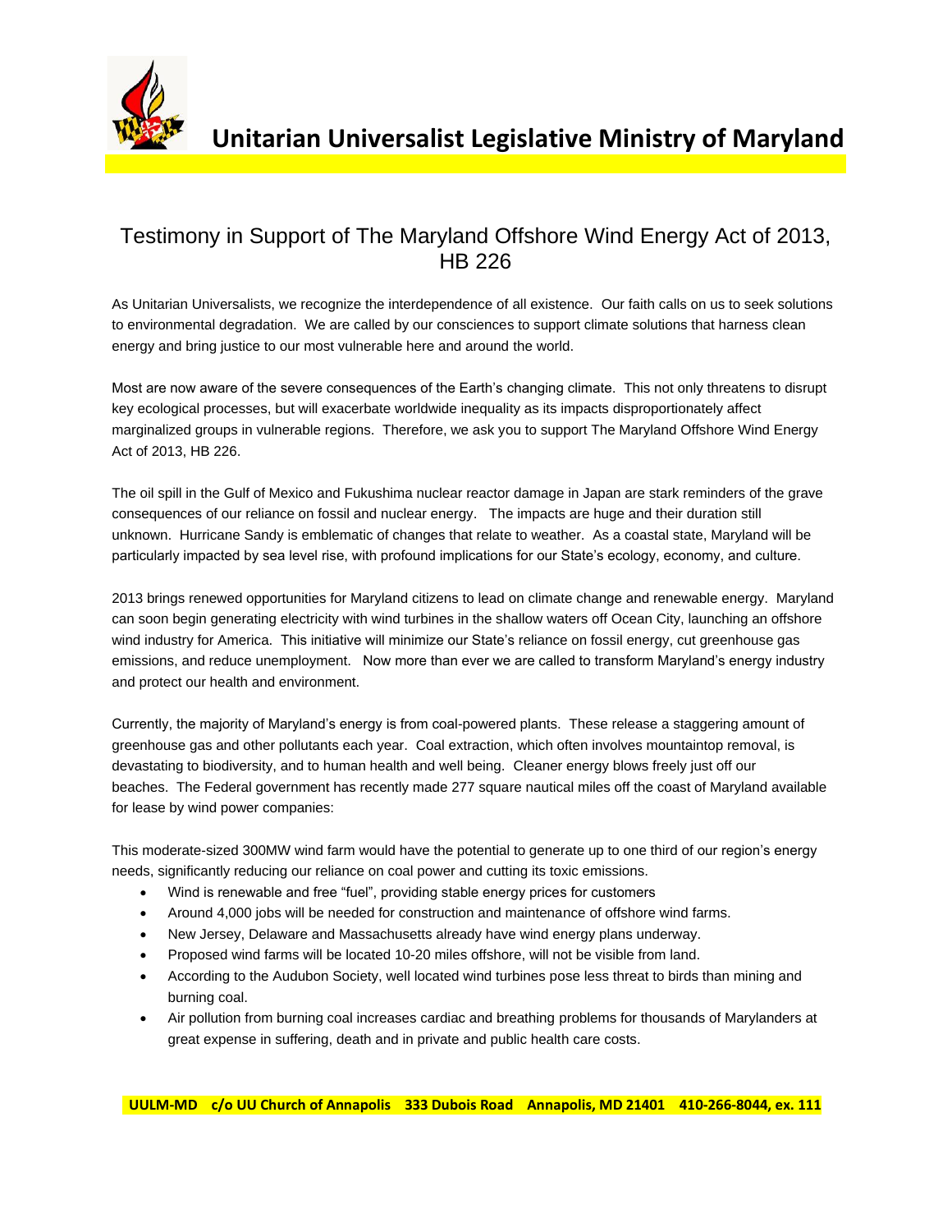# Unitarian Universalist Legislative Ministry of Maryland

## Testimony in Support of The Maryland Offshore Wind Energy Act of 2013, HB 226

As Unitarian Universalists, we recognize the interdependence of all existence. Our faith calls on us to seek solutions to environmental degradation. We are called by our consciences to support climate solutions that harness clean energy and bring justice to our most vulnerable here and around the world.

Most are now aware of the severe consequences of the Earth's changing climate. This not only threatens to disrupt key ecological processes, but will exacerbate worldwide inequality as its impacts disproportionately affect marginalized groups in vulnerable regions. Therefore, we ask you to support The Maryland Offshore Wind Energy Act of 2013, HB 226.

The oil spill in the Gulf of Mexico and Fukushima nuclear reactor damage in Japan are stark reminders of the grave consequences of our reliance on fossil and nuclear energy. The impacts are huge and their duration still unknown. Hurricane Sandy is emblematic of changes that relate to weather. As a coastal state, Maryland will be particularly impacted by sea level rise, with profound implications for our State's ecology, economy, and culture.

2013 brings renewed opportunities for Maryland citizens to lead on climate change and renewable energy. Maryland can soon begin generating electricity with wind turbines in the shallow waters off Ocean City, launching an offshore wind industry for America. This initiative will minimize our State's reliance on fossil energy, cut greenhouse gas emissions, and reduce unemployment. Now more than ever we are called to transform Maryland's energy industry and protect our health and environment.

Currently, the majority of Maryland's energy is from coal-powered plants. These release a staggering amount of greenhouse gas and other pollutants each year. Coal extraction, which often involves mountaintop removal, is devastating to biodiversity, and to human health and well being. Cleaner energy blows freely just off our beaches. The Federal government has recently made 277 square nautical miles off the coast of Maryland available for lease by wind power companies:

This moderate-sized 300MW wind farm would have the potential to generate up to one third of our region's energy needs, significantly reducing our reliance on coal power and cutting its toxic emissions.

- Wind is renewable and free "fuel", providing stable energy prices for customers
- Around 4,000 jobs will be needed for construction and maintenance of offshore wind farms.
- New Jersey, Delaware and Massachusetts already have wind energy plans underway.
- Proposed wind farms will be located 10-20 miles offshore, will not be visible from land.
- According to the Audubon Society, well located wind turbines pose less threat to birds than mining and burning coal.
- Air pollution from burning coal increases cardiac and breathing problems for thousands of Marylanders at great expense in suffering, death and in private and public health care costs.

**UULM-MD c/o UU Church of Annapolis 333 Dubois Road Annapolis, MD 21401 410-266-8044, ex. 111**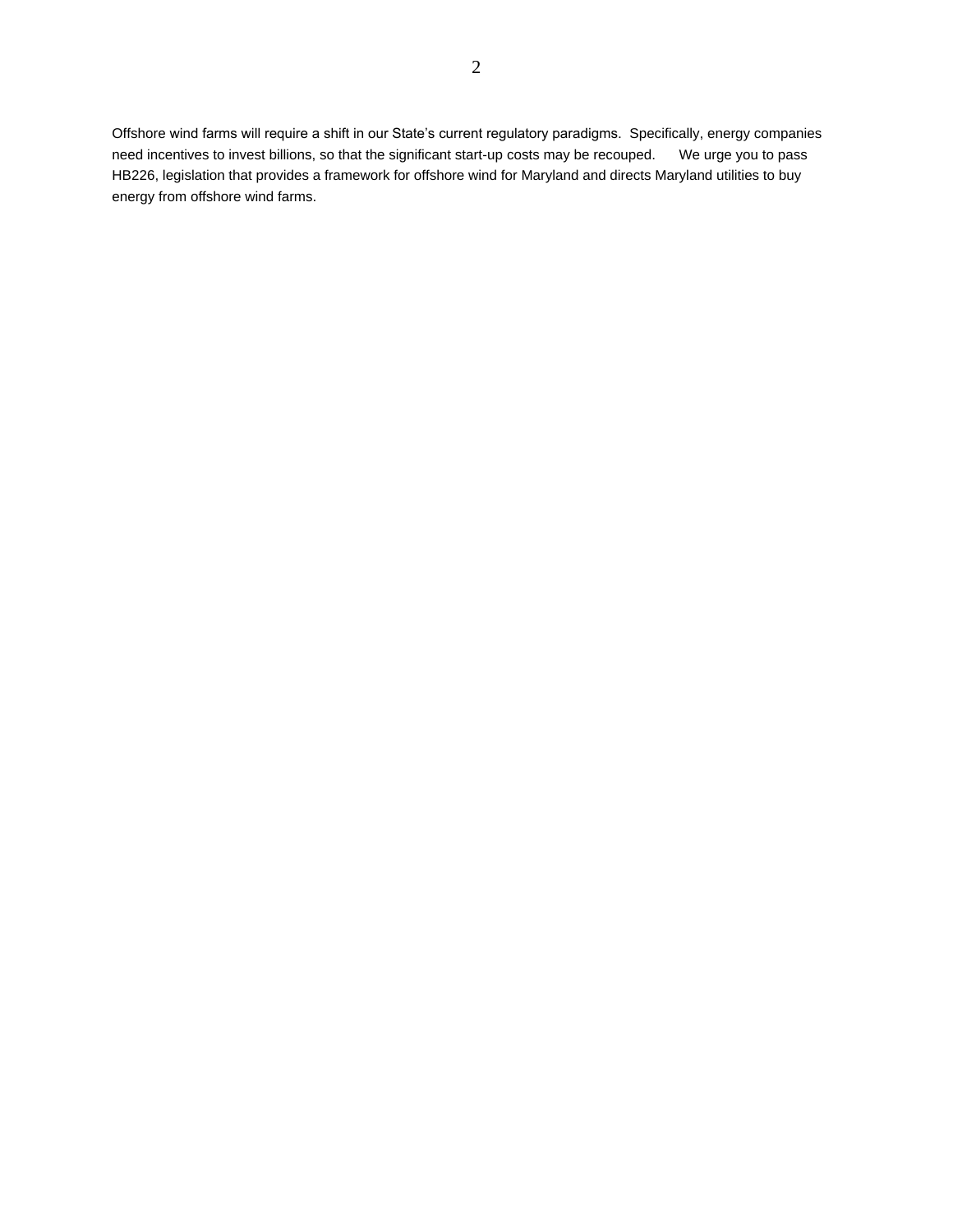Offshore wind farms will require a shift in our State's current regulatory paradigms. Specifically, energy companies need incentives to invest billions, so that the significant start-up costs may be recouped. We urge you to pass HB226, legislation that provides a framework for offshore wind for Maryland and directs Maryland utilities to buy energy from offshore wind farms.